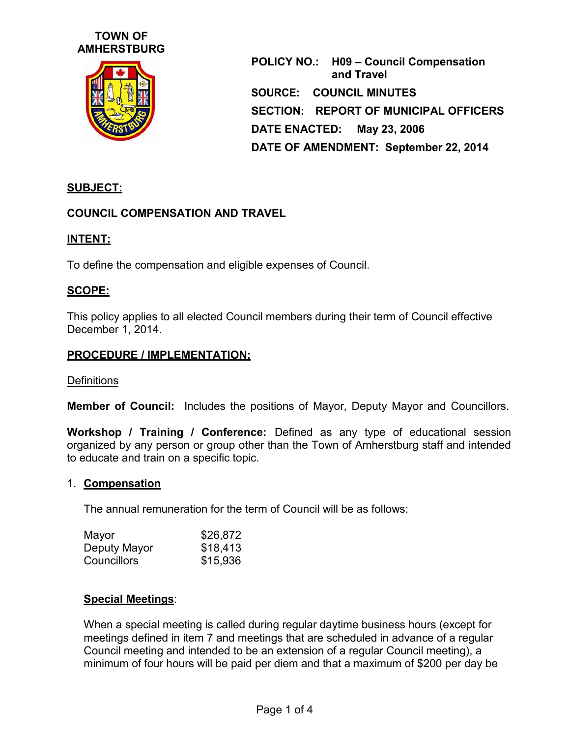**TOWN OF AMHERSTBURG**

**POLICY NO.:** **H09 – Council Compensation and Travel**

**SOURCE:** **COUNCIL MINUTES**

**SECTION:** **REPORT OF MUNICIPAL OFFICERS**

**DATE ENACTED:** **May 23, 2006**

**DATE OF AMENDMENT:** **September 22, 2014**

---

**SUBJECT:**

**COUNCIL COMPENSATION AND TRAVEL**

**INTENT:**

To define the compensation and eligible expenses of Council.

**SCOPE:**

This policy applies to all elected Council members during their term of Council effective December 1, 2014.

**PROCEDURE / IMPLEMENTATION:**

Definitions

**Member of Council:** Includes the positions of Mayor, Deputy Mayor and Councillors.

**Workshop / Training / Conference:** Defined as any type of educational session organized by any person or group other than the Town of Amherstburg staff and intended to educate and train on a specific topic.

1. **Compensation**

   The annual remuneration for the term of Council will be as follows:

   | | |
   |---|---|
   | Mayor | $26,872 |
   | Deputy Mayor | $18,413 |
   | Councillors | $15,936 |

   **Special Meetings**:

   When a special meeting is called during regular daytime business hours (except for meetings defined in item 7 and meetings that are scheduled in advance of a regular Council meeting and intended to be an extension of a regular Council meeting), a minimum of four hours will be paid per diem and that a maximum of $200 per day be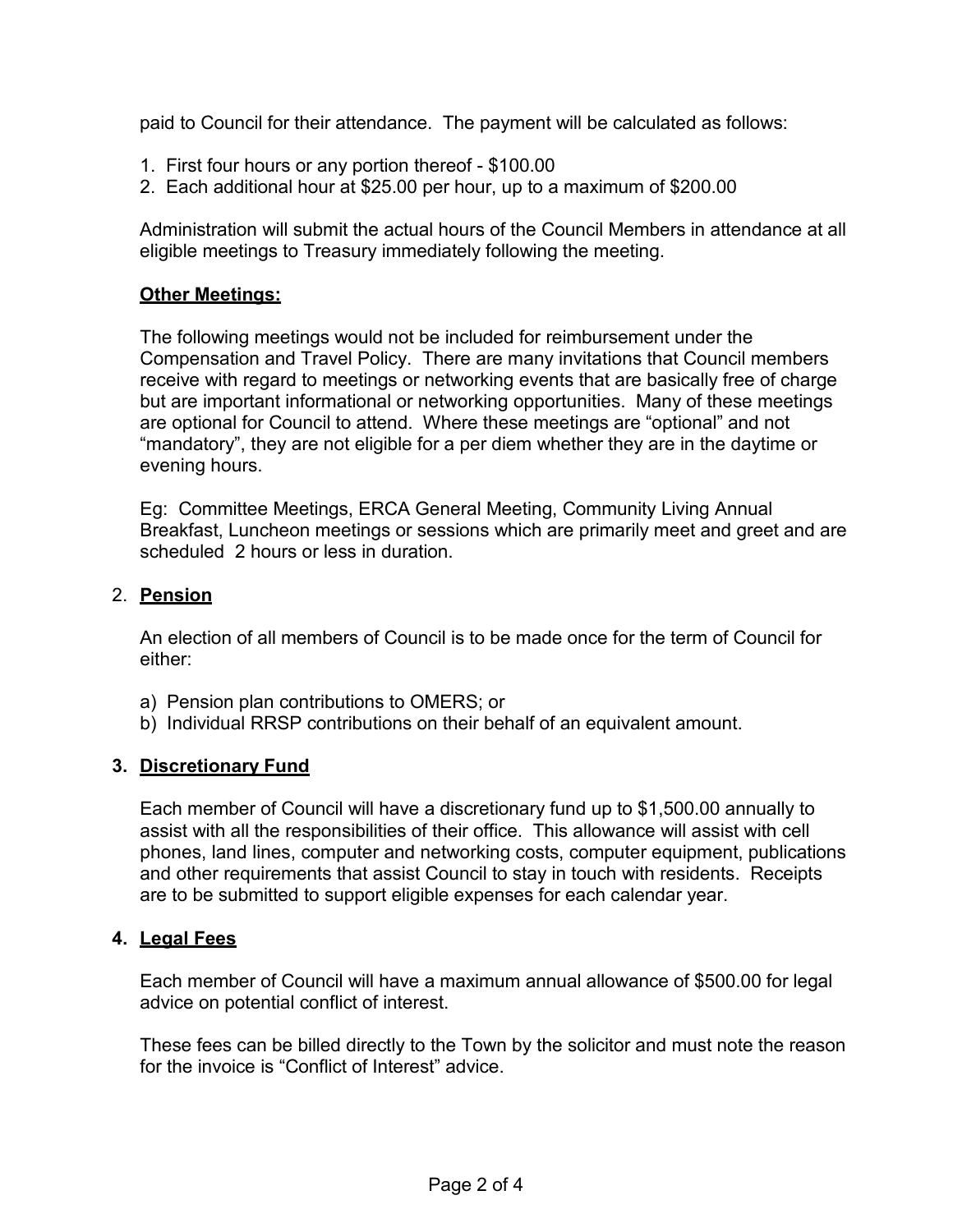paid to Council for their attendance. The payment will be calculated as follows:

1. First four hours or any portion thereof - $100.00
2. Each additional hour at $25.00 per hour, up to a maximum of $200.00

Administration will submit the actual hours of the Council Members in attendance at all eligible meetings to Treasury immediately following the meeting.

**Other Meetings:**

The following meetings would not be included for reimbursement under the Compensation and Travel Policy. There are many invitations that Council members receive with regard to meetings or networking events that are basically free of charge but are important informational or networking opportunities. Many of these meetings are optional for Council to attend. Where these meetings are "optional" and not "mandatory", they are not eligible for a per diem whether they are in the daytime or evening hours.

Eg: Committee Meetings, ERCA General Meeting, Community Living Annual Breakfast, Luncheon meetings or sessions which are primarily meet and greet and are scheduled 2 hours or less in duration.

2. **Pension**

An election of all members of Council is to be made once for the term of Council for either:

a) Pension plan contributions to OMERS; or
b) Individual RRSP contributions on their behalf of an equivalent amount.

**3. Discretionary Fund**

Each member of Council will have a discretionary fund up to $1,500.00 annually to assist with all the responsibilities of their office. This allowance will assist with cell phones, land lines, computer and networking costs, computer equipment, publications and other requirements that assist Council to stay in touch with residents. Receipts are to be submitted to support eligible expenses for each calendar year.

**4. Legal Fees**

Each member of Council will have a maximum annual allowance of $500.00 for legal advice on potential conflict of interest.

These fees can be billed directly to the Town by the solicitor and must note the reason for the invoice is "Conflict of Interest" advice.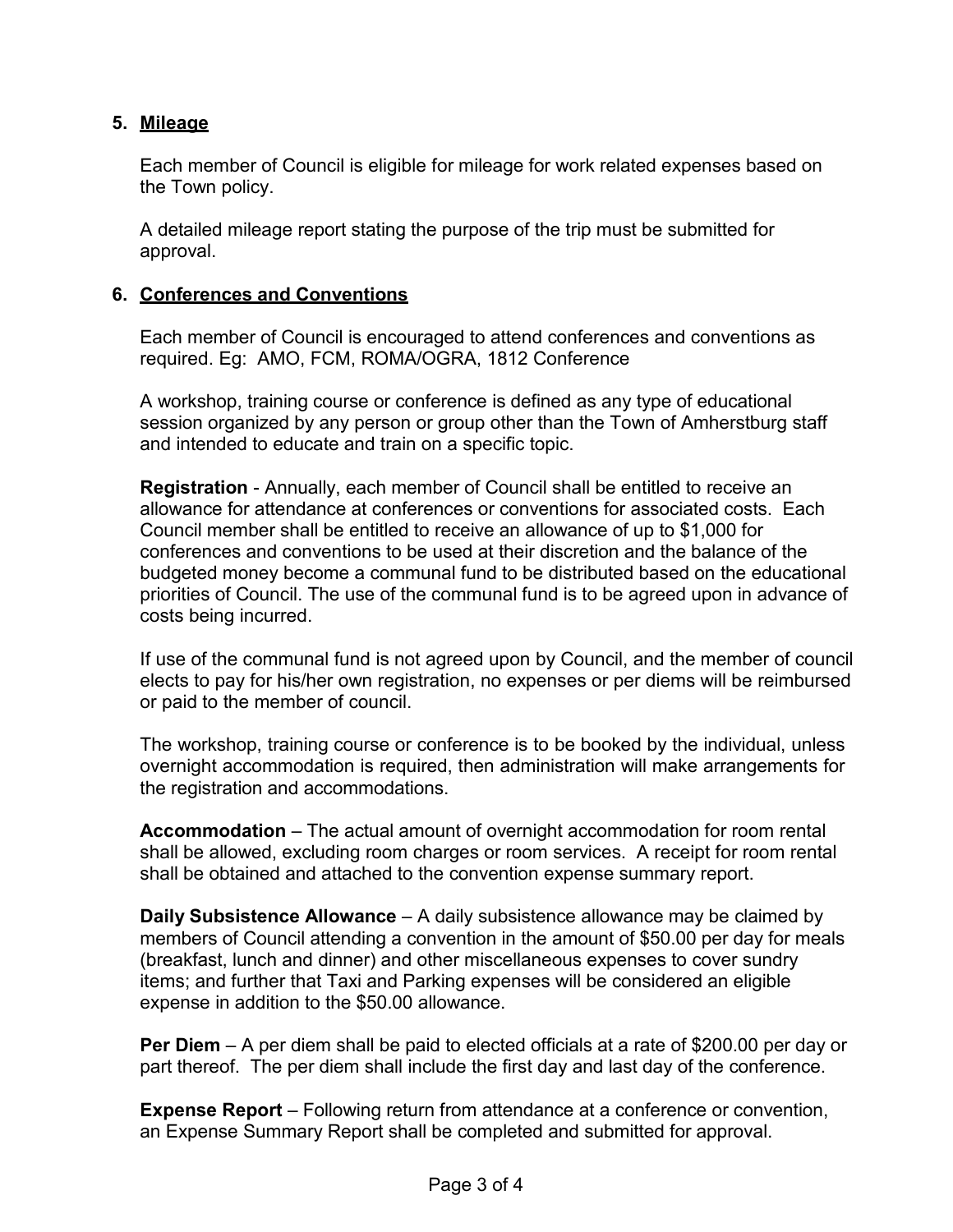## 5. Mileage

Each member of Council is eligible for mileage for work related expenses based on the Town policy.

A detailed mileage report stating the purpose of the trip must be submitted for approval.

## 6. Conferences and Conventions

Each member of Council is encouraged to attend conferences and conventions as required. Eg: AMO, FCM, ROMA/OGRA, 1812 Conference

A workshop, training course or conference is defined as any type of educational session organized by any person or group other than the Town of Amherstburg staff and intended to educate and train on a specific topic.

**Registration** - Annually, each member of Council shall be entitled to receive an allowance for attendance at conferences or conventions for associated costs. Each Council member shall be entitled to receive an allowance of up to $1,000 for conferences and conventions to be used at their discretion and the balance of the budgeted money become a communal fund to be distributed based on the educational priorities of Council. The use of the communal fund is to be agreed upon in advance of costs being incurred.

If use of the communal fund is not agreed upon by Council, and the member of council elects to pay for his/her own registration, no expenses or per diems will be reimbursed or paid to the member of council.

The workshop, training course or conference is to be booked by the individual, unless overnight accommodation is required, then administration will make arrangements for the registration and accommodations.

**Accommodation** – The actual amount of overnight accommodation for room rental shall be allowed, excluding room charges or room services. A receipt for room rental shall be obtained and attached to the convention expense summary report.

**Daily Subsistence Allowance** – A daily subsistence allowance may be claimed by members of Council attending a convention in the amount of $50.00 per day for meals (breakfast, lunch and dinner) and other miscellaneous expenses to cover sundry items; and further that Taxi and Parking expenses will be considered an eligible expense in addition to the $50.00 allowance.

**Per Diem** – A per diem shall be paid to elected officials at a rate of $200.00 per day or part thereof. The per diem shall include the first day and last day of the conference.

**Expense Report** – Following return from attendance at a conference or convention, an Expense Summary Report shall be completed and submitted for approval.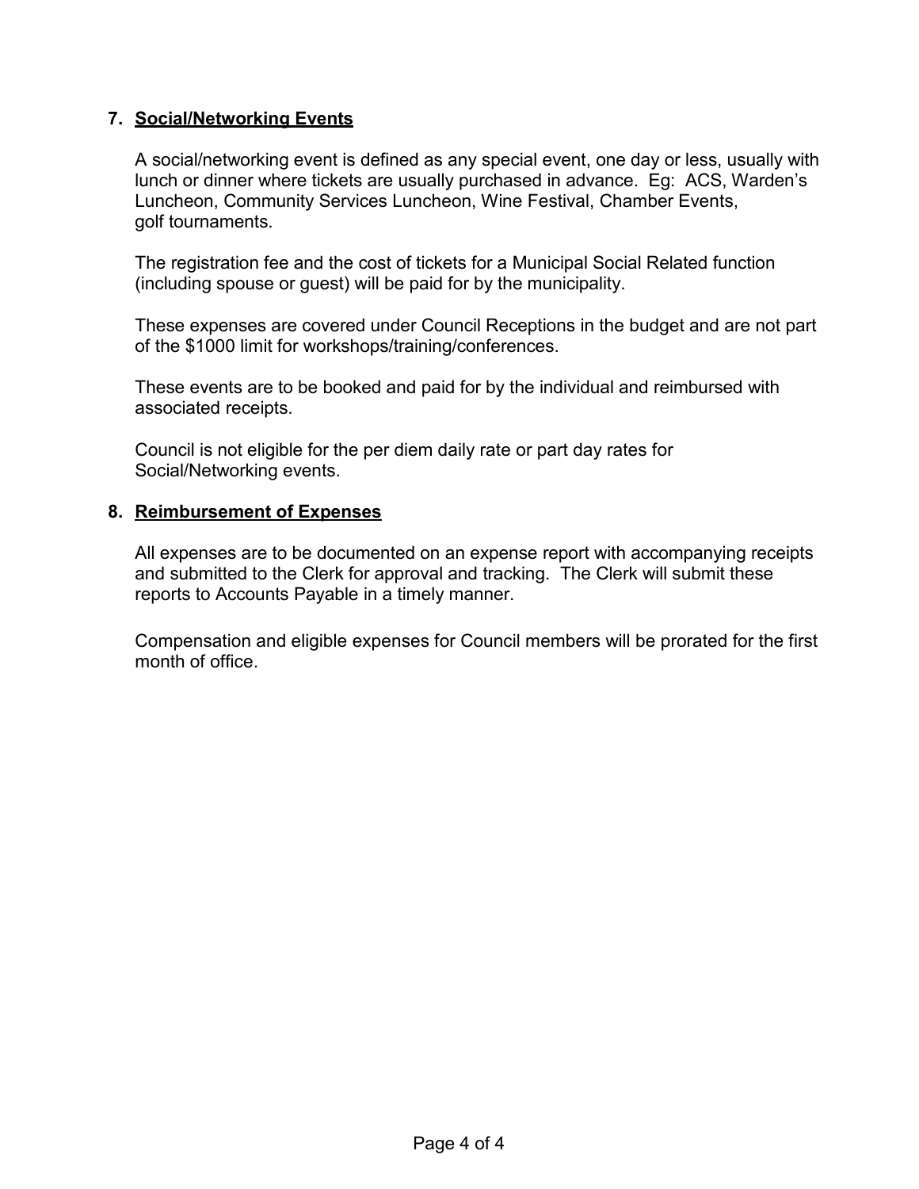## 7. Social/Networking Events

A social/networking event is defined as any special event, one day or less, usually with lunch or dinner where tickets are usually purchased in advance. Eg: ACS, Warden's Luncheon, Community Services Luncheon, Wine Festival, Chamber Events, golf tournaments.

The registration fee and the cost of tickets for a Municipal Social Related function (including spouse or guest) will be paid for by the municipality.

These expenses are covered under Council Receptions in the budget and are not part of the $1000 limit for workshops/training/conferences.

These events are to be booked and paid for by the individual and reimbursed with associated receipts.

Council is not eligible for the per diem daily rate or part day rates for Social/Networking events.

## 8. Reimbursement of Expenses

All expenses are to be documented on an expense report with accompanying receipts and submitted to the Clerk for approval and tracking. The Clerk will submit these reports to Accounts Payable in a timely manner.

Compensation and eligible expenses for Council members will be prorated for the first month of office.